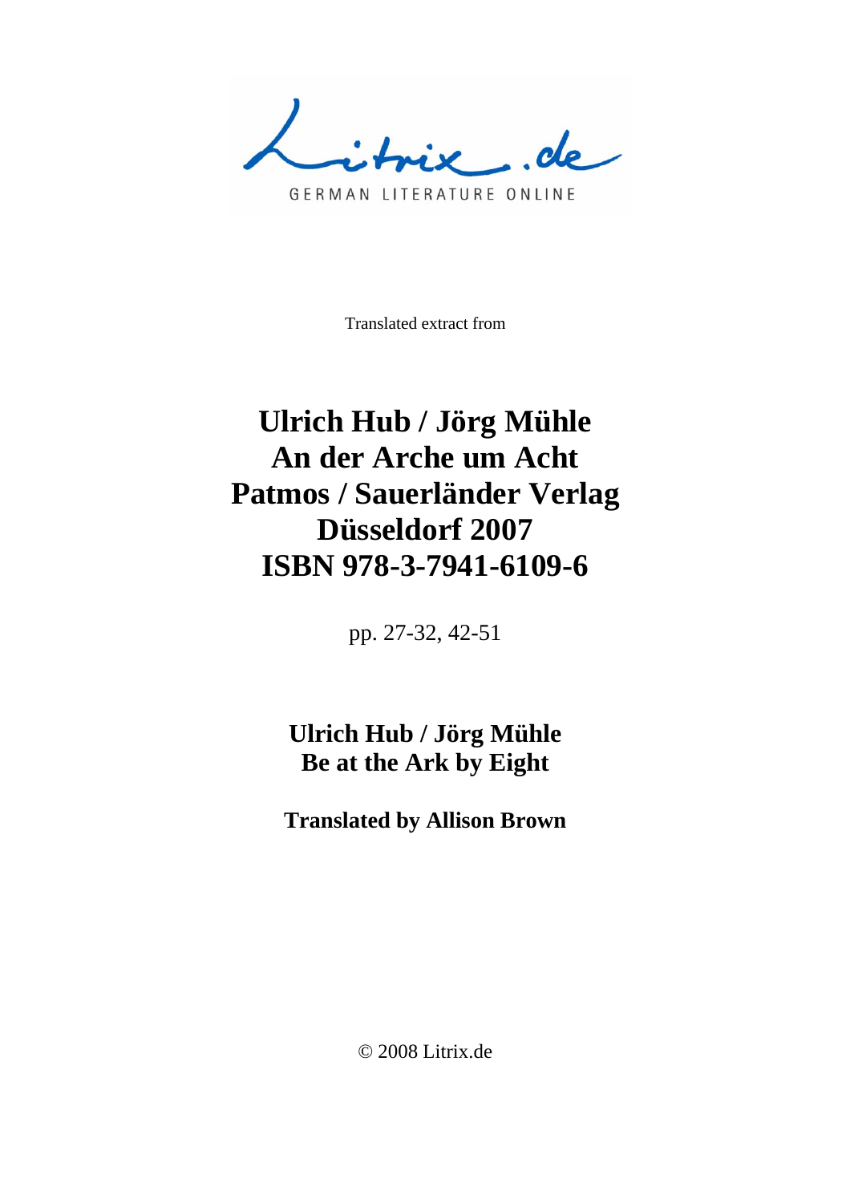Litrix.de

GERMAN LITERATURE ONLINE

Translated extract from

# Ulrich Hub / Jörg Mühle
# An der Arche um Acht
# Patmos / Sauerländer Verlag
# Düsseldorf 2007
# ISBN 978-3-7941-6109-6

pp. 27-32, 42-51

## Ulrich Hub / Jörg Mühle
## Be at the Ark by Eight

**Translated by Allison Brown**

© 2008 Litrix.de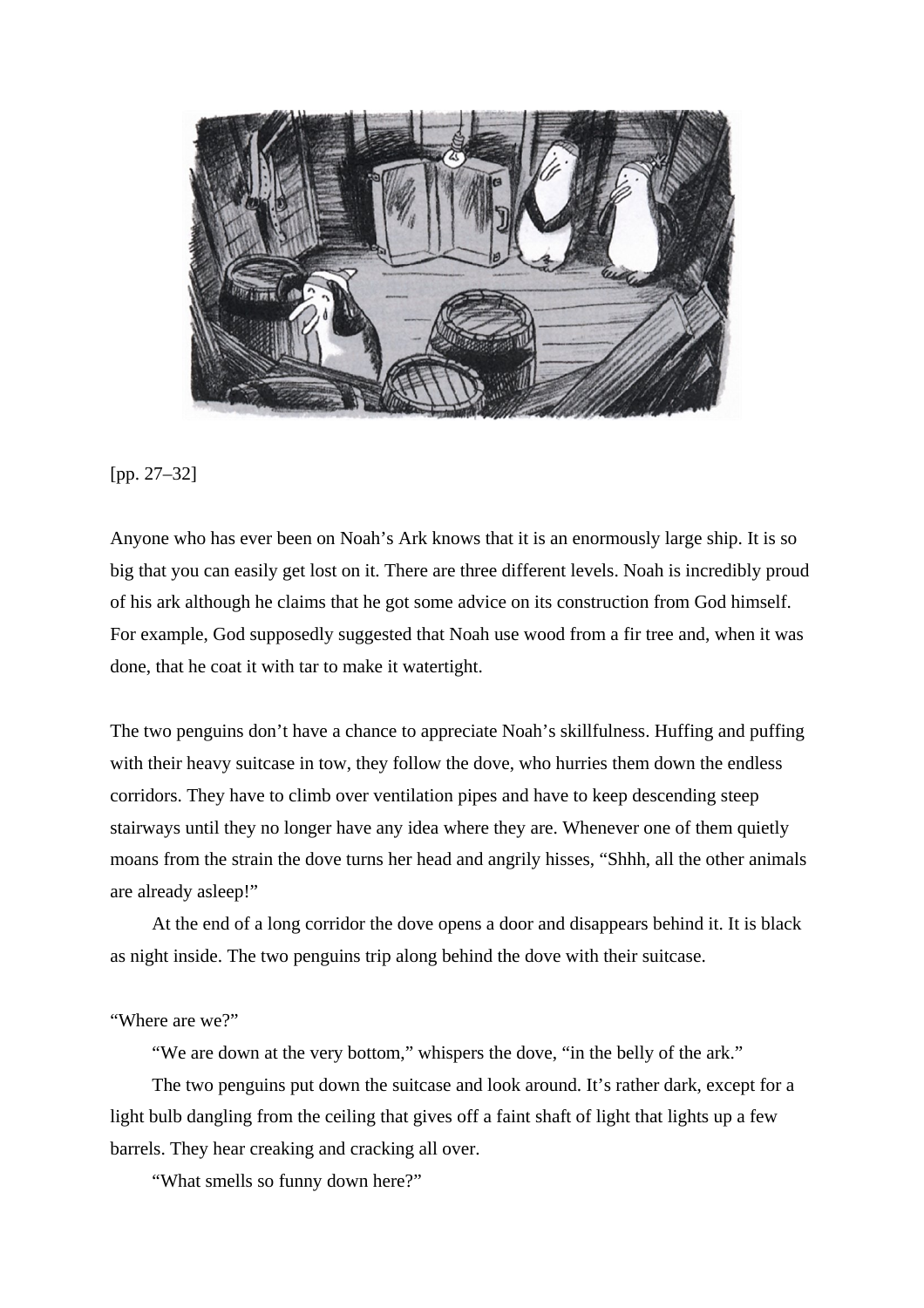[pp. 27–32]

Anyone who has ever been on Noah's Ark knows that it is an enormously large ship. It is so big that you can easily get lost on it. There are three different levels. Noah is incredibly proud of his ark although he claims that he got some advice on its construction from God himself. For example, God supposedly suggested that Noah use wood from a fir tree and, when it was done, that he coat it with tar to make it watertight.

The two penguins don't have a chance to appreciate Noah's skillfulness. Huffing and puffing with their heavy suitcase in tow, they follow the dove, who hurries them down the endless corridors. They have to climb over ventilation pipes and have to keep descending steep stairways until they no longer have any idea where they are. Whenever one of them quietly moans from the strain the dove turns her head and angrily hisses, "Shhh, all the other animals are already asleep!"

At the end of a long corridor the dove opens a door and disappears behind it. It is black as night inside. The two penguins trip along behind the dove with their suitcase.

"Where are we?"

"We are down at the very bottom," whispers the dove, "in the belly of the ark."

The two penguins put down the suitcase and look around. It's rather dark, except for a light bulb dangling from the ceiling that gives off a faint shaft of light that lights up a few barrels. They hear creaking and cracking all over.

"What smells so funny down here?"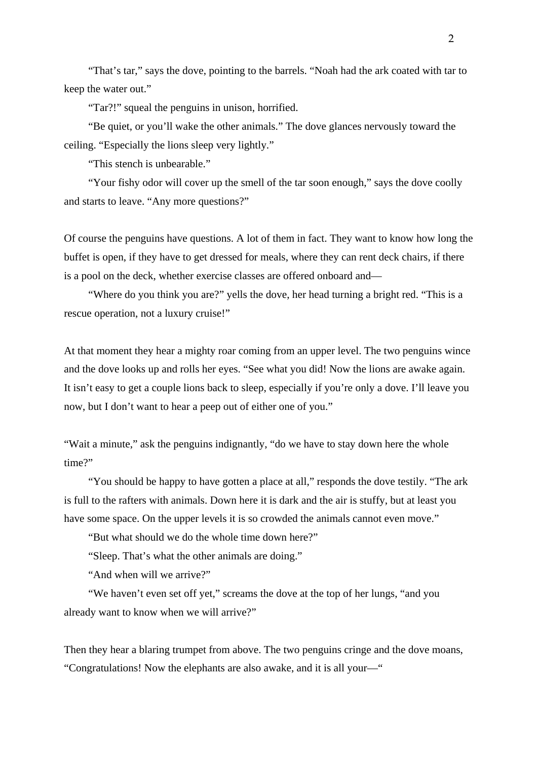“That’s tar,” says the dove, pointing to the barrels. “Noah had the ark coated with tar to keep the water out.”

“Tar?!” squeal the penguins in unison, horrified.

“Be quiet, or you’ll wake the other animals.” The dove glances nervously toward the ceiling. “Especially the lions sleep very lightly.”

“This stench is unbearable.”

“Your fishy odor will cover up the smell of the tar soon enough,” says the dove coolly and starts to leave. “Any more questions?”

Of course the penguins have questions. A lot of them in fact. They want to know how long the buffet is open, if they have to get dressed for meals, where they can rent deck chairs, if there is a pool on the deck, whether exercise classes are offered onboard and—

“Where do you think you are?” yells the dove, her head turning a bright red. “This is a rescue operation, not a luxury cruise!”

At that moment they hear a mighty roar coming from an upper level. The two penguins wince and the dove looks up and rolls her eyes. “See what you did! Now the lions are awake again. It isn’t easy to get a couple lions back to sleep, especially if you’re only a dove. I’ll leave you now, but I don’t want to hear a peep out of either one of you.”

“Wait a minute,” ask the penguins indignantly, “do we have to stay down here the whole time?”

“You should be happy to have gotten a place at all,” responds the dove testily. “The ark is full to the rafters with animals. Down here it is dark and the air is stuffy, but at least you have some space. On the upper levels it is so crowded the animals cannot even move.”

“But what should we do the whole time down here?”

“Sleep. That’s what the other animals are doing.”

“And when will we arrive?”

“We haven’t even set off yet,” screams the dove at the top of her lungs, “and you already want to know when we will arrive?”

Then they hear a blaring trumpet from above. The two penguins cringe and the dove moans, “Congratulations! Now the elephants are also awake, and it is all your—“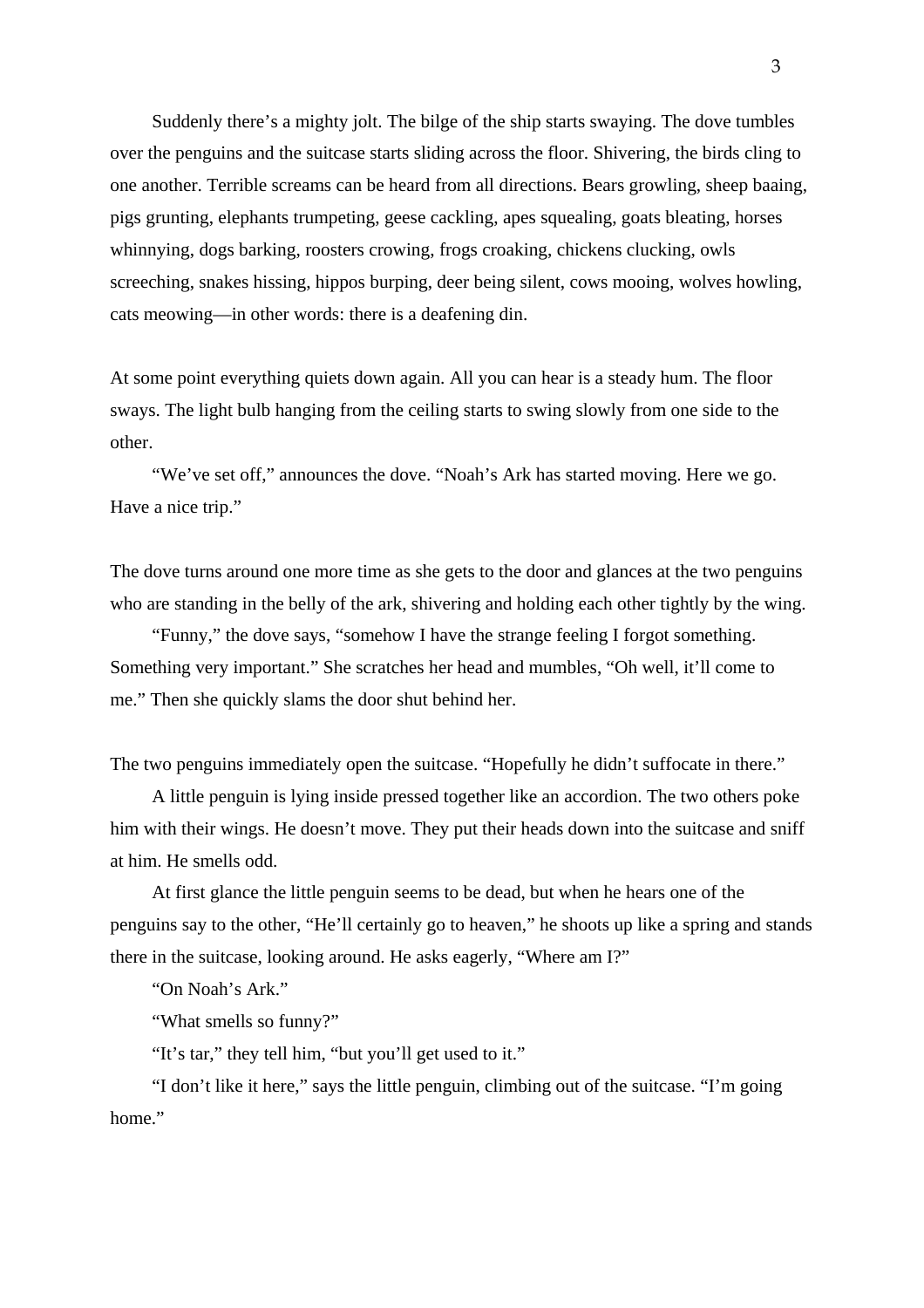Suddenly there's a mighty jolt. The bilge of the ship starts swaying. The dove tumbles over the penguins and the suitcase starts sliding across the floor. Shivering, the birds cling to one another. Terrible screams can be heard from all directions. Bears growling, sheep baaing, pigs grunting, elephants trumpeting, geese cackling, apes squealing, goats bleating, horses whinnying, dogs barking, roosters crowing, frogs croaking, chickens clucking, owls screeching, snakes hissing, hippos burping, deer being silent, cows mooing, wolves howling, cats meowing—in other words: there is a deafening din.

At some point everything quiets down again. All you can hear is a steady hum. The floor sways. The light bulb hanging from the ceiling starts to swing slowly from one side to the other.

"We've set off," announces the dove. "Noah's Ark has started moving. Here we go. Have a nice trip."

The dove turns around one more time as she gets to the door and glances at the two penguins who are standing in the belly of the ark, shivering and holding each other tightly by the wing.

"Funny," the dove says, "somehow I have the strange feeling I forgot something. Something very important." She scratches her head and mumbles, "Oh well, it'll come to me." Then she quickly slams the door shut behind her.

The two penguins immediately open the suitcase. "Hopefully he didn't suffocate in there."

A little penguin is lying inside pressed together like an accordion. The two others poke him with their wings. He doesn't move. They put their heads down into the suitcase and sniff at him. He smells odd.

At first glance the little penguin seems to be dead, but when he hears one of the penguins say to the other, "He'll certainly go to heaven," he shoots up like a spring and stands there in the suitcase, looking around. He asks eagerly, "Where am I?"

"On Noah's Ark."

"What smells so funny?"

"It's tar," they tell him, "but you'll get used to it."

"I don't like it here," says the little penguin, climbing out of the suitcase. "I'm going home."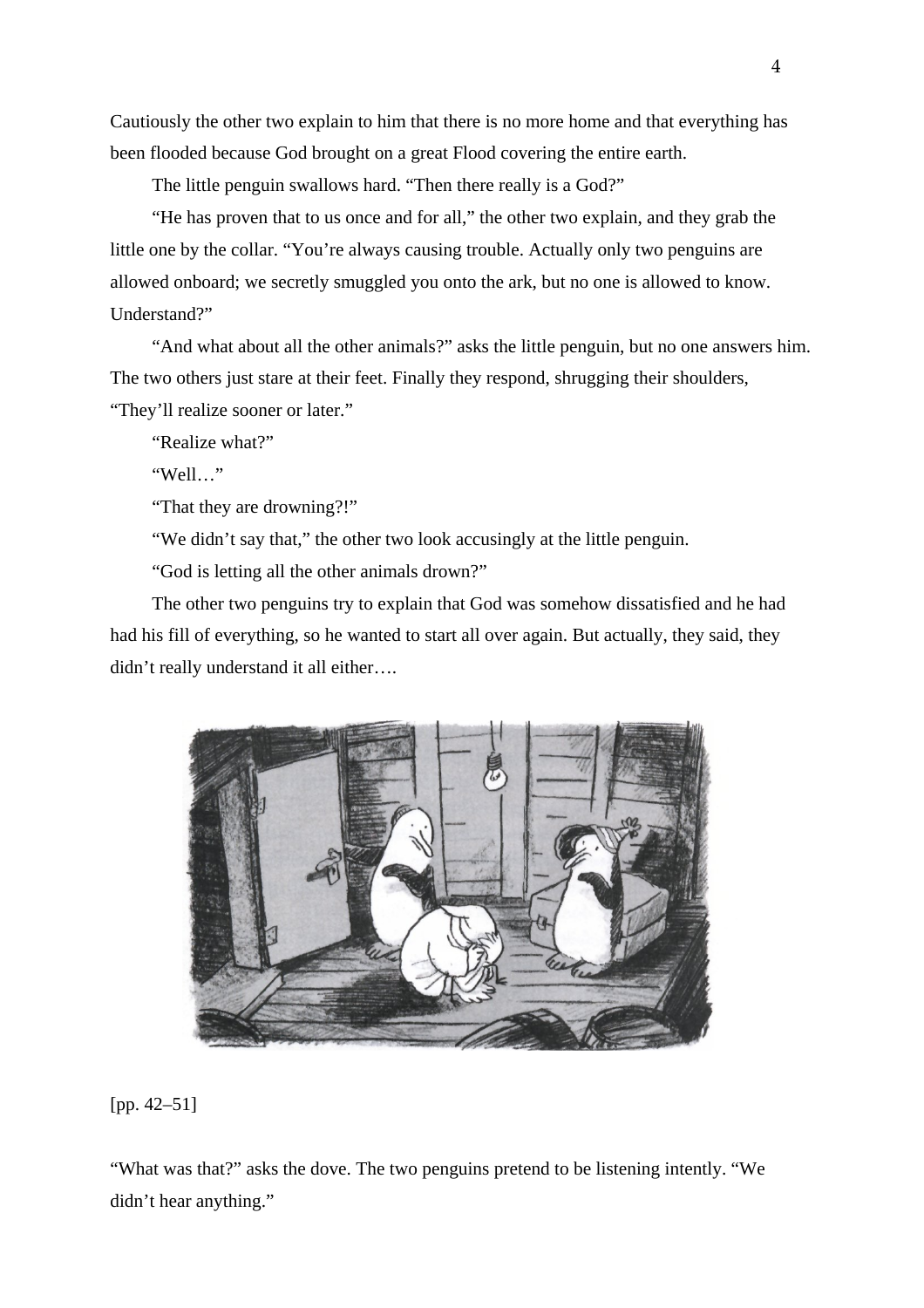Cautiously the other two explain to him that there is no more home and that everything has been flooded because God brought on a great Flood covering the entire earth.

The little penguin swallows hard. "Then there really is a God?"

"He has proven that to us once and for all," the other two explain, and they grab the little one by the collar. "You're always causing trouble. Actually only two penguins are allowed onboard; we secretly smuggled you onto the ark, but no one is allowed to know. Understand?"

"And what about all the other animals?" asks the little penguin, but no one answers him. The two others just stare at their feet. Finally they respond, shrugging their shoulders, "They'll realize sooner or later."

"Realize what?"

"Well…"

"That they are drowning?!"

"We didn't say that," the other two look accusingly at the little penguin.

"God is letting all the other animals drown?"

The other two penguins try to explain that God was somehow dissatisfied and he had had his fill of everything, so he wanted to start all over again. But actually, they said, they didn't really understand it all either….

[pp. 42–51]

"What was that?" asks the dove. The two penguins pretend to be listening intently. "We didn't hear anything."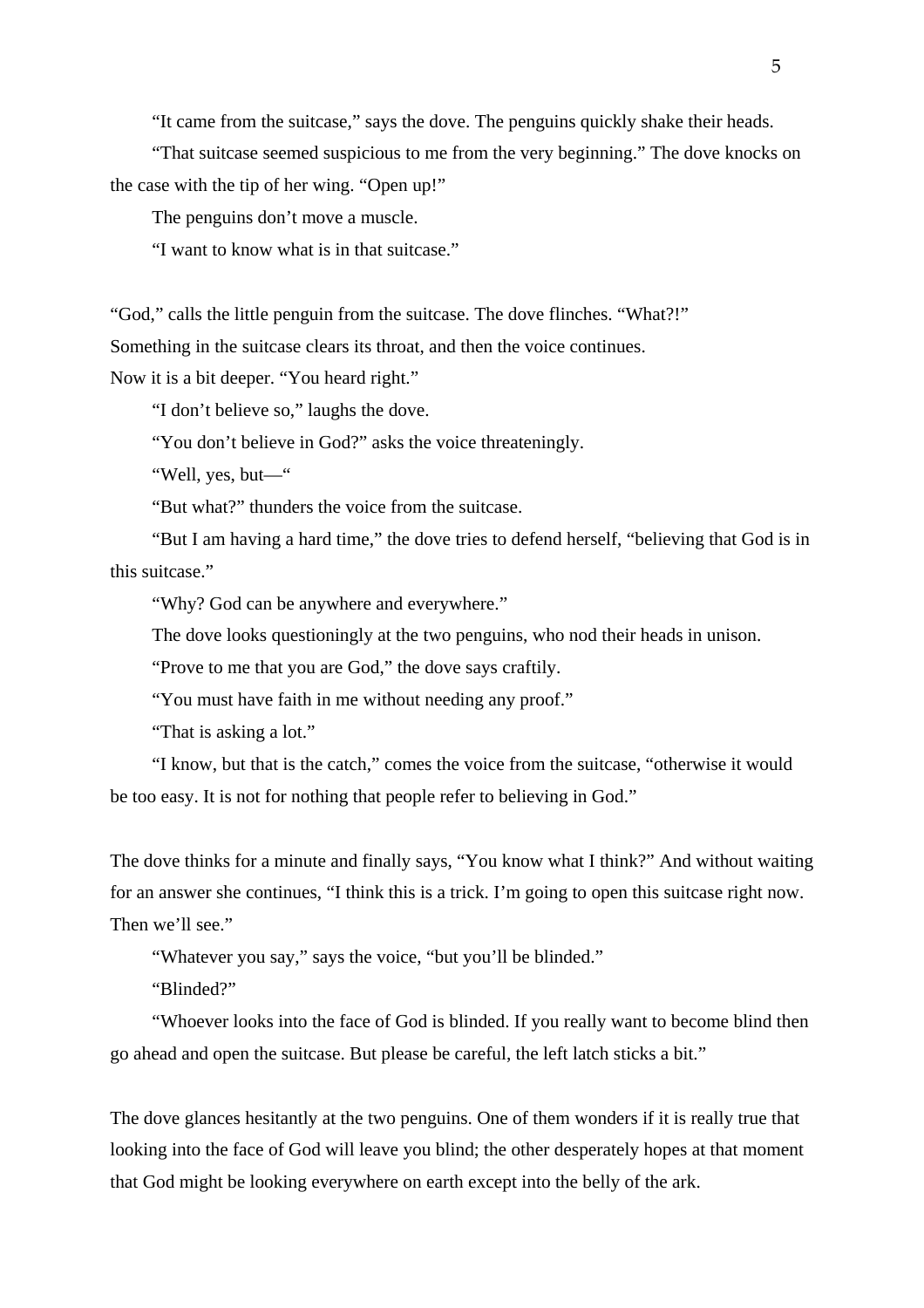"It came from the suitcase," says the dove. The penguins quickly shake their heads.

"That suitcase seemed suspicious to me from the very beginning." The dove knocks on the case with the tip of her wing. "Open up!"

The penguins don't move a muscle.

"I want to know what is in that suitcase."

"God," calls the little penguin from the suitcase. The dove flinches. "What?!"
Something in the suitcase clears its throat, and then the voice continues.
Now it is a bit deeper. "You heard right."

"I don't believe so," laughs the dove.

"You don't believe in God?" asks the voice threateningly.

"Well, yes, but—"

"But what?" thunders the voice from the suitcase.

"But I am having a hard time," the dove tries to defend herself, "believing that God is in this suitcase."

"Why? God can be anywhere and everywhere."

The dove looks questioningly at the two penguins, who nod their heads in unison.

"Prove to me that you are God," the dove says craftily.

"You must have faith in me without needing any proof."

"That is asking a lot."

"I know, but that is the catch," comes the voice from the suitcase, "otherwise it would be too easy. It is not for nothing that people refer to believing in God."

The dove thinks for a minute and finally says, "You know what I think?" And without waiting for an answer she continues, "I think this is a trick. I'm going to open this suitcase right now. Then we'll see."

"Whatever you say," says the voice, "but you'll be blinded."

"Blinded?"

"Whoever looks into the face of God is blinded. If you really want to become blind then go ahead and open the suitcase. But please be careful, the left latch sticks a bit."

The dove glances hesitantly at the two penguins. One of them wonders if it is really true that looking into the face of God will leave you blind; the other desperately hopes at that moment that God might be looking everywhere on earth except into the belly of the ark.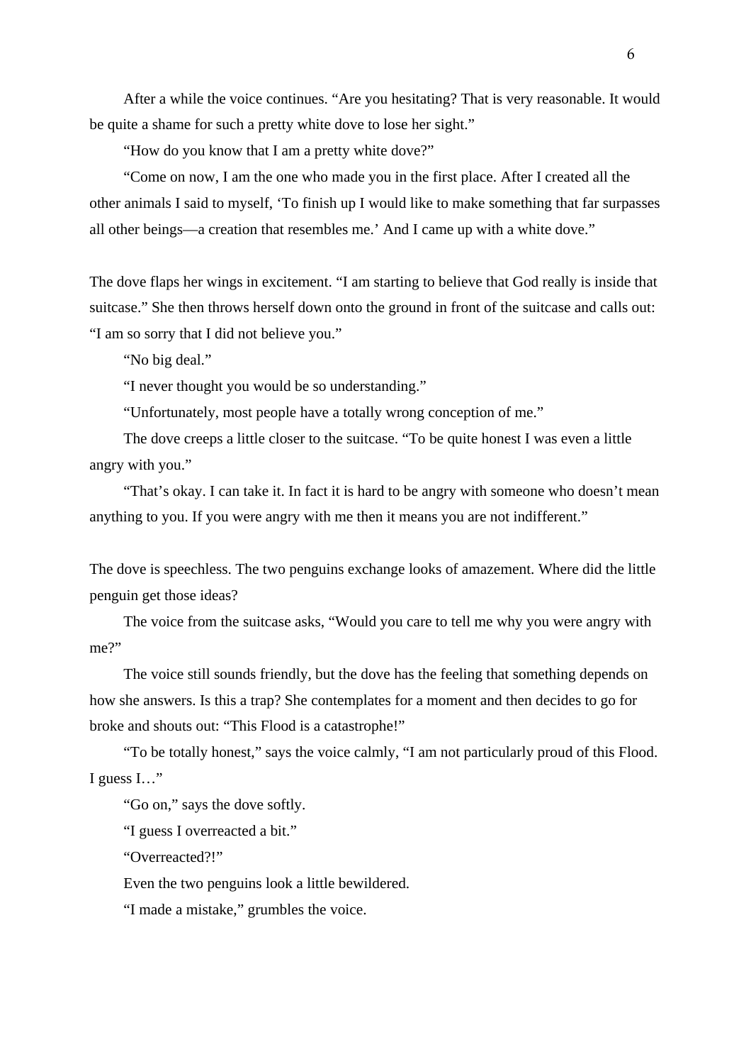After a while the voice continues. "Are you hesitating? That is very reasonable. It would be quite a shame for such a pretty white dove to lose her sight."

"How do you know that I am a pretty white dove?"

"Come on now, I am the one who made you in the first place. After I created all the other animals I said to myself, 'To finish up I would like to make something that far surpasses all other beings—a creation that resembles me.' And I came up with a white dove."

The dove flaps her wings in excitement. "I am starting to believe that God really is inside that suitcase." She then throws herself down onto the ground in front of the suitcase and calls out: "I am so sorry that I did not believe you."

"No big deal."

"I never thought you would be so understanding."

"Unfortunately, most people have a totally wrong conception of me."

The dove creeps a little closer to the suitcase. "To be quite honest I was even a little angry with you."

"That's okay. I can take it. In fact it is hard to be angry with someone who doesn't mean anything to you. If you were angry with me then it means you are not indifferent."

The dove is speechless. The two penguins exchange looks of amazement. Where did the little penguin get those ideas?

The voice from the suitcase asks, "Would you care to tell me why you were angry with me?"

The voice still sounds friendly, but the dove has the feeling that something depends on how she answers. Is this a trap? She contemplates for a moment and then decides to go for broke and shouts out: "This Flood is a catastrophe!"

"To be totally honest," says the voice calmly, "I am not particularly proud of this Flood. I guess I…"

"Go on," says the dove softly.

"I guess I overreacted a bit."

"Overreacted?!"

Even the two penguins look a little bewildered.

"I made a mistake," grumbles the voice.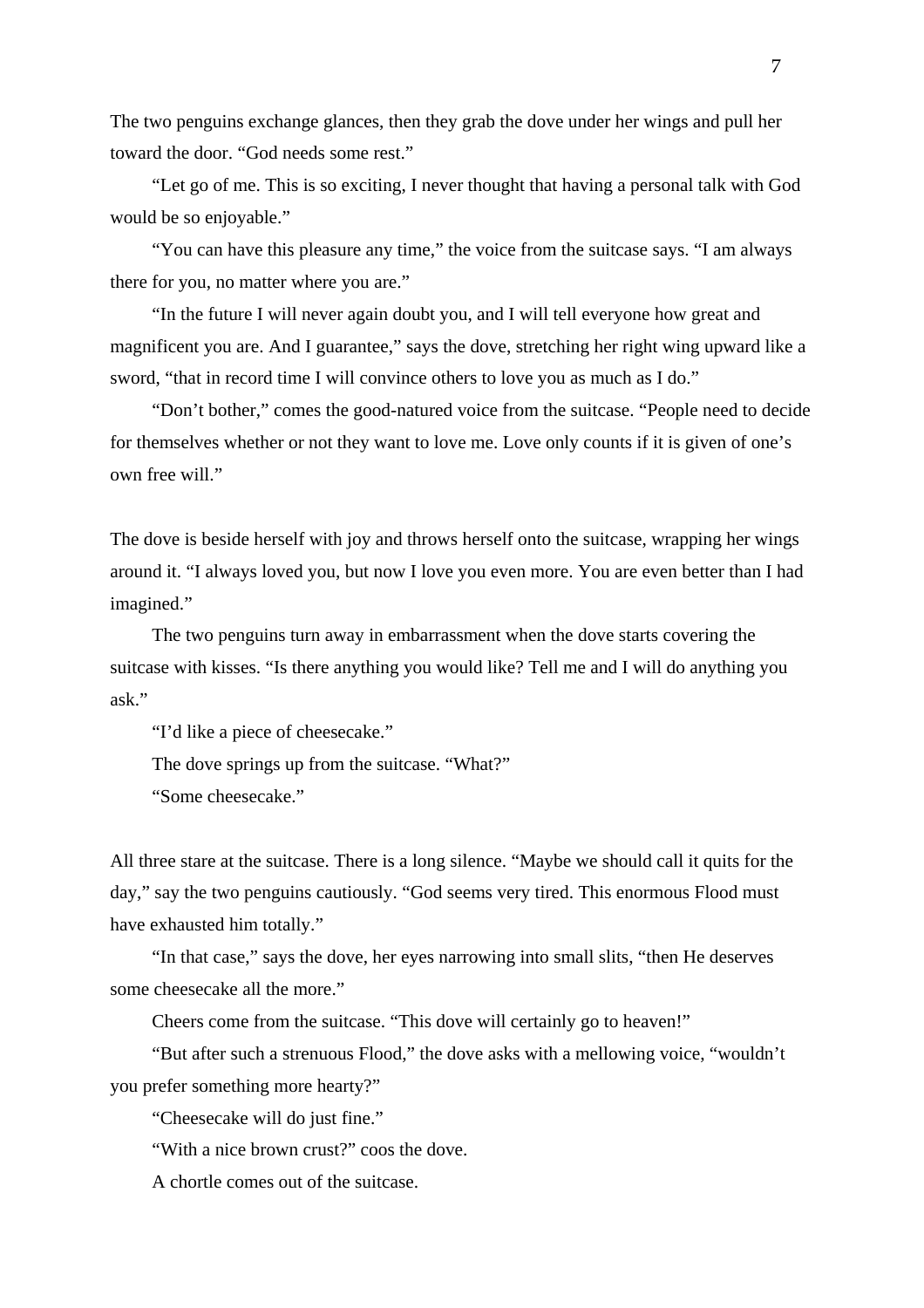The two penguins exchange glances, then they grab the dove under her wings and pull her toward the door. “God needs some rest.”

“Let go of me. This is so exciting, I never thought that having a personal talk with God would be so enjoyable.”

“You can have this pleasure any time,” the voice from the suitcase says. “I am always there for you, no matter where you are.”

“In the future I will never again doubt you, and I will tell everyone how great and magnificent you are. And I guarantee,” says the dove, stretching her right wing upward like a sword, “that in record time I will convince others to love you as much as I do.”

“Don’t bother,” comes the good-natured voice from the suitcase. “People need to decide for themselves whether or not they want to love me. Love only counts if it is given of one’s own free will.”

The dove is beside herself with joy and throws herself onto the suitcase, wrapping her wings around it. “I always loved you, but now I love you even more. You are even better than I had imagined.”

The two penguins turn away in embarrassment when the dove starts covering the suitcase with kisses. “Is there anything you would like? Tell me and I will do anything you ask.”

“I’d like a piece of cheesecake.”

The dove springs up from the suitcase. “What?”

“Some cheesecake.”

All three stare at the suitcase. There is a long silence. “Maybe we should call it quits for the day,” say the two penguins cautiously. “God seems very tired. This enormous Flood must have exhausted him totally.”

“In that case,” says the dove, her eyes narrowing into small slits, “then He deserves some cheesecake all the more.”

Cheers come from the suitcase. “This dove will certainly go to heaven!”

“But after such a strenuous Flood,” the dove asks with a mellowing voice, “wouldn’t you prefer something more hearty?”

“Cheesecake will do just fine.”

“With a nice brown crust?” coos the dove.

A chortle comes out of the suitcase.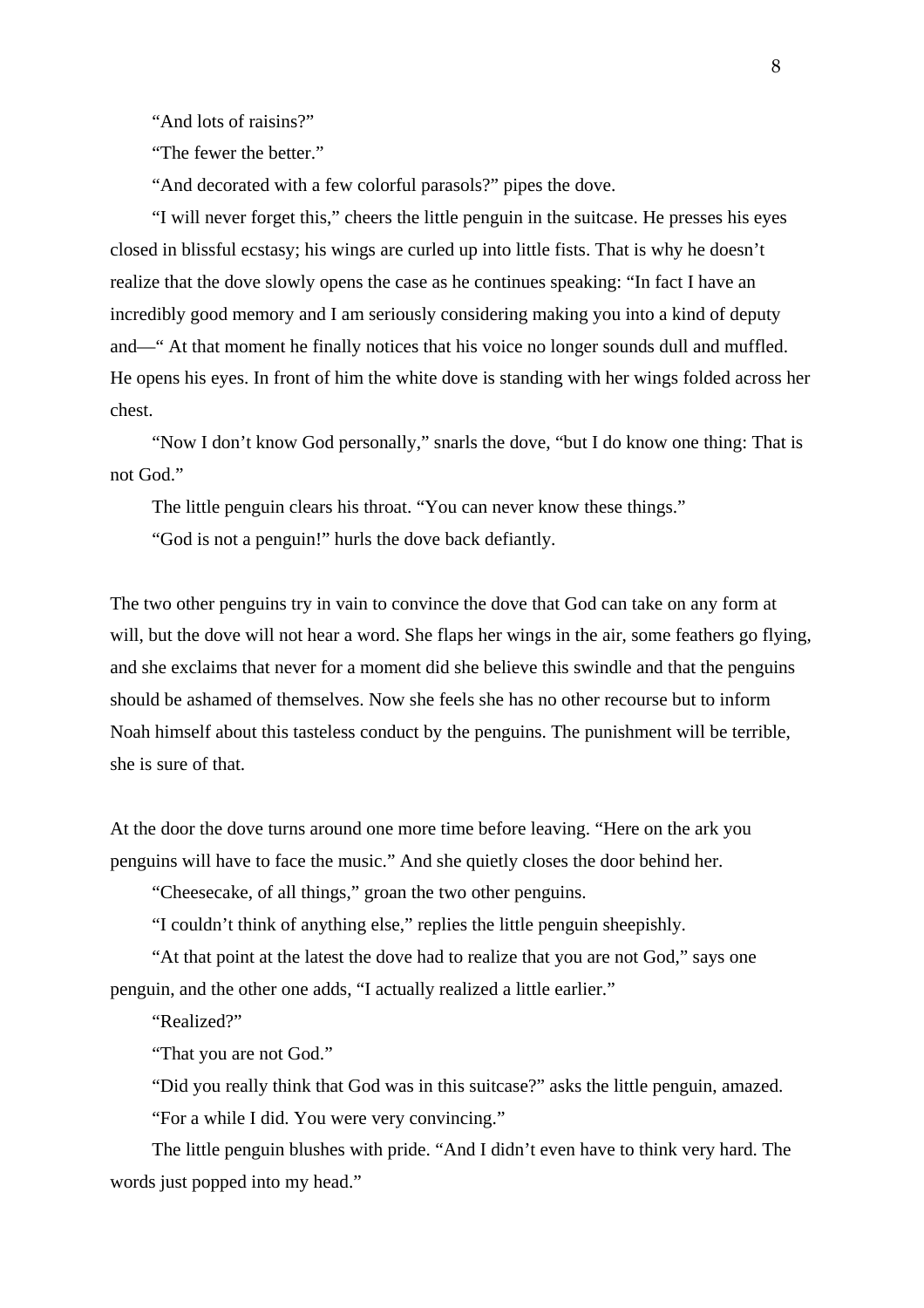"And lots of raisins?"

"The fewer the better."

"And decorated with a few colorful parasols?" pipes the dove.

"I will never forget this," cheers the little penguin in the suitcase. He presses his eyes closed in blissful ecstasy; his wings are curled up into little fists. That is why he doesn't realize that the dove slowly opens the case as he continues speaking: "In fact I have an incredibly good memory and I am seriously considering making you into a kind of deputy and—" At that moment he finally notices that his voice no longer sounds dull and muffled. He opens his eyes. In front of him the white dove is standing with her wings folded across her chest.

"Now I don't know God personally," snarls the dove, "but I do know one thing: That is not God."

The little penguin clears his throat. "You can never know these things."

"God is not a penguin!" hurls the dove back defiantly.

The two other penguins try in vain to convince the dove that God can take on any form at will, but the dove will not hear a word. She flaps her wings in the air, some feathers go flying, and she exclaims that never for a moment did she believe this swindle and that the penguins should be ashamed of themselves. Now she feels she has no other recourse but to inform Noah himself about this tasteless conduct by the penguins. The punishment will be terrible, she is sure of that.

At the door the dove turns around one more time before leaving. "Here on the ark you penguins will have to face the music." And she quietly closes the door behind her.

"Cheesecake, of all things," groan the two other penguins.

"I couldn't think of anything else," replies the little penguin sheepishly.

"At that point at the latest the dove had to realize that you are not God," says one penguin, and the other one adds, "I actually realized a little earlier."

"Realized?"

"That you are not God."

"Did you really think that God was in this suitcase?" asks the little penguin, amazed.

"For a while I did. You were very convincing."

The little penguin blushes with pride. "And I didn't even have to think very hard. The words just popped into my head."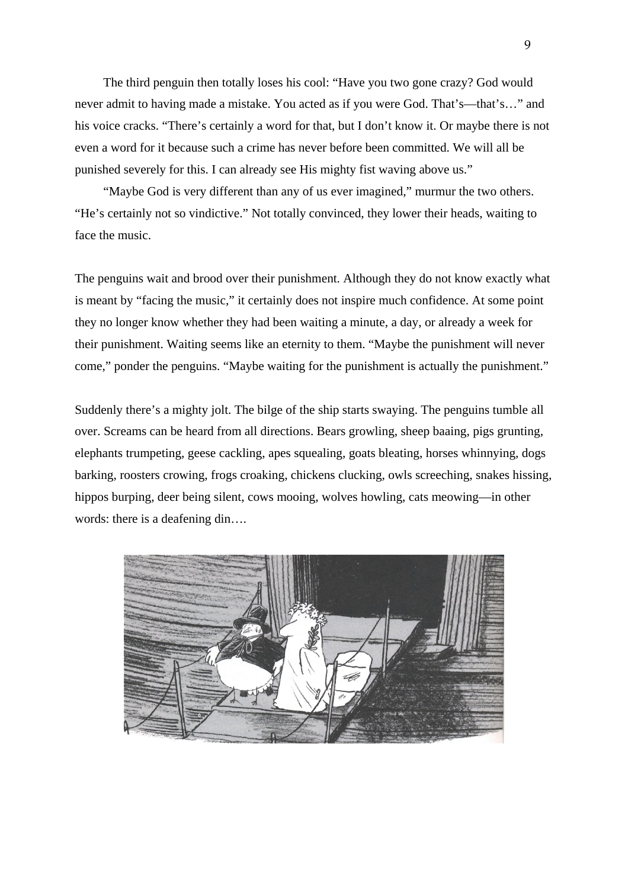The third penguin then totally loses his cool: "Have you two gone crazy? God would never admit to having made a mistake. You acted as if you were God. That's—that's…" and his voice cracks. "There's certainly a word for that, but I don't know it. Or maybe there is not even a word for it because such a crime has never before been committed. We will all be punished severely for this. I can already see His mighty fist waving above us."

"Maybe God is very different than any of us ever imagined," murmur the two others. "He's certainly not so vindictive." Not totally convinced, they lower their heads, waiting to face the music.

The penguins wait and brood over their punishment. Although they do not know exactly what is meant by "facing the music," it certainly does not inspire much confidence. At some point they no longer know whether they had been waiting a minute, a day, or already a week for their punishment. Waiting seems like an eternity to them. "Maybe the punishment will never come," ponder the penguins. "Maybe waiting for the punishment is actually the punishment."

Suddenly there's a mighty jolt. The bilge of the ship starts swaying. The penguins tumble all over. Screams can be heard from all directions. Bears growling, sheep baaing, pigs grunting, elephants trumpeting, geese cackling, apes squealing, goats bleating, horses whinnying, dogs barking, roosters crowing, frogs croaking, chickens clucking, owls screeching, snakes hissing, hippos burping, deer being silent, cows mooing, wolves howling, cats meowing—in other words: there is a deafening din….